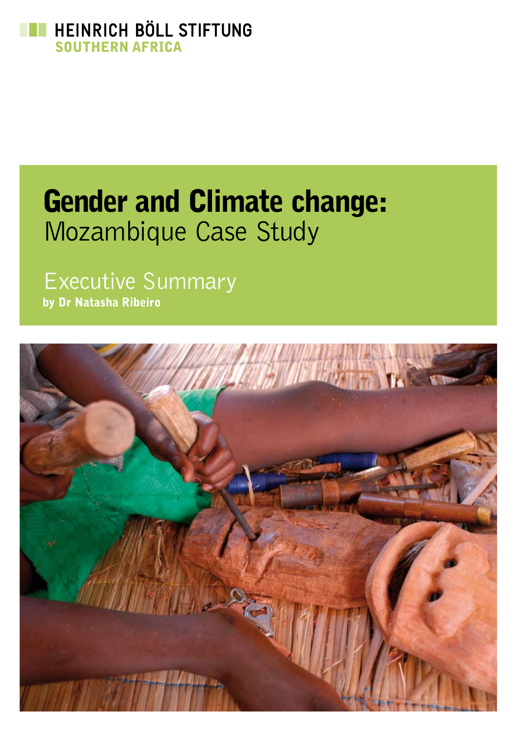HEINRICH BÖLL STIFTUNG
SOUTHERN AFRICA

# Gender and Climate change:
## Mozambique Case Study

### Executive Summary
**by Dr Natasha Ribeiro**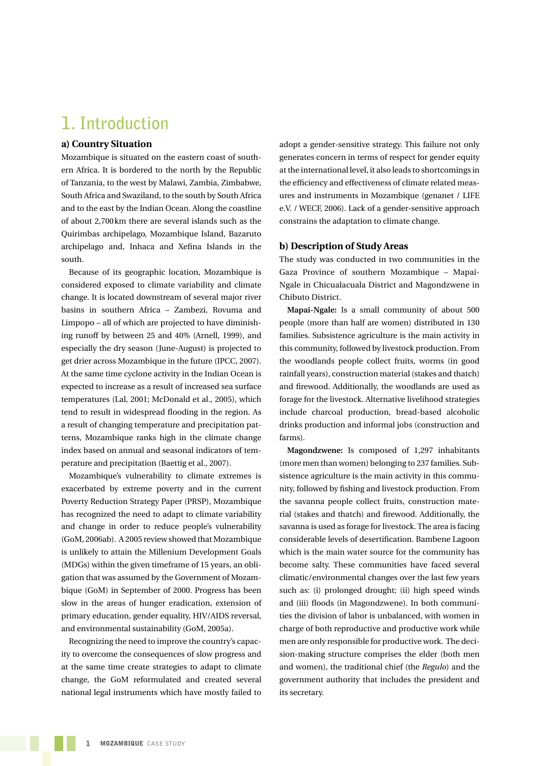# 1. Introduction

### a) Country Situation

Mozambique is situated on the eastern coast of southern Africa. It is bordered to the north by the Republic of Tanzania, to the west by Malawi, Zambia, Zimbabwe, South Africa and Swaziland, to the south by South Africa and to the east by the Indian Ocean. Along the coastline of about 2,700 km there are several islands such as the Quirimbas archipelago, Mozambique Island, Bazaruto archipelago and, Inhaca and Xefina Islands in the south.

Because of its geographic location, Mozambique is considered exposed to climate variability and climate change. It is located downstream of several major river basins in southern Africa – Zambezi, Rovuma and Limpopo – all of which are projected to have diminishing runoff by between 25 and 40% (Arnell, 1999), and especially the dry season (June-August) is projected to get drier across Mozambique in the future (IPCC, 2007). At the same time cyclone activity in the Indian Ocean is expected to increase as a result of increased sea surface temperatures (Lal, 2001; McDonald et al., 2005), which tend to result in widespread flooding in the region. As a result of changing temperature and precipitation patterns, Mozambique ranks high in the climate change index based on annual and seasonal indicators of temperature and precipitation (Baettig et al., 2007).

Mozambique's vulnerability to climate extremes is exacerbated by extreme poverty and in the current Poverty Reduction Strategy Paper (PRSP), Mozambique has recognized the need to adapt to climate variability and change in order to reduce people's vulnerability (GoM, 2006ab). A 2005 review showed that Mozambique is unlikely to attain the Millenium Development Goals (MDGs) within the given timeframe of 15 years, an obligation that was assumed by the Government of Mozambique (GoM) in September of 2000. Progress has been slow in the areas of hunger eradication, extension of primary education, gender equality, HIV/AIDS reversal, and environmental sustainability (GoM, 2005a).

Recognizing the need to improve the country's capacity to overcome the consequences of slow progress and at the same time create strategies to adapt to climate change, the GoM reformulated and created several national legal instruments which have mostly failed to adopt a gender-sensitive strategy. This failure not only generates concern in terms of respect for gender equity at the international level, it also leads to shortcomings in the efficiency and effectiveness of climate related measures and instruments in Mozambique (genanet / LIFE e.V. / WECF, 2006). Lack of a gender-sensitive approach constrains the adaptation to climate change.

### b) Description of Study Areas

The study was conducted in two communities in the Gaza Province of southern Mozambique – Mapai-Ngale in Chicualacuala District and Magondzwene in Chibuto District.

**Mapai-Ngale:** Is a small community of about 500 people (more than half are women) distributed in 130 families. Subsistence agriculture is the main activity in this community, followed by livestock production. From the woodlands people collect fruits, worms (in good rainfall years), construction material (stakes and thatch) and firewood. Additionally, the woodlands are used as forage for the livestock. Alternative livelihood strategies include charcoal production, bread-based alcoholic drinks production and informal jobs (construction and farms).

**Magondzwene:** Is composed of 1,297 inhabitants (more men than women) belonging to 237 families. Subsistence agriculture is the main activity in this community, followed by fishing and livestock production. From the savanna people collect fruits, construction material (stakes and thatch) and firewood. Additionally, the savanna is used as forage for livestock. The area is facing considerable levels of desertification. Bambene Lagoon which is the main water source for the community has become salty. These communities have faced several climatic/environmental changes over the last few years such as: (i) prolonged drought; (ii) high speed winds and (iii) floods (in Magondzwene). In both communities the division of labor is unbalanced, with women in charge of both reproductive and productive work while men are only responsible for productive work. The decision-making structure comprises the elder (both men and women), the traditional chief (the *Regulo*) and the government authority that includes the president and its secretary.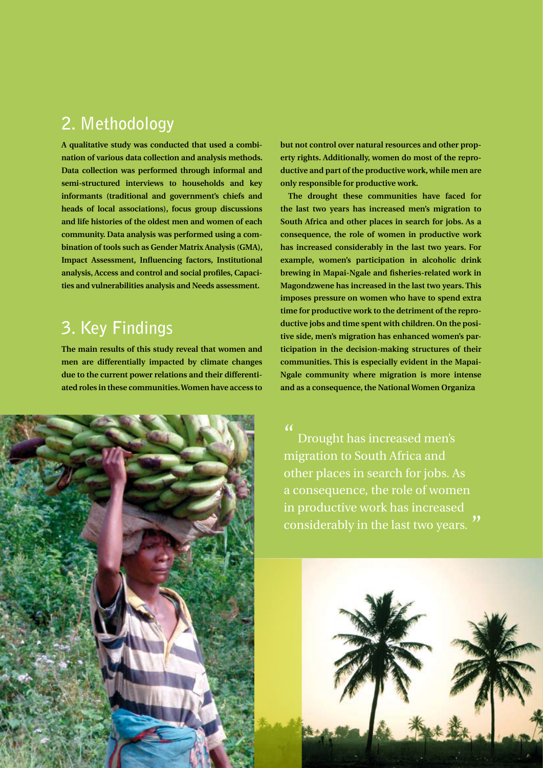## 2. Methodology

**A qualitative study was conducted that used a combination of various data collection and analysis methods. Data collection was performed through informal and semi-structured interviews to households and key informants (traditional and government's chiefs and heads of local associations), focus group discussions and life histories of the oldest men and women of each community. Data analysis was performed using a combination of tools such as Gender Matrix Analysis (GMA), Impact Assessment, Influencing factors, Institutional analysis, Access and control and social profiles, Capacities and vulnerabilities analysis and Needs assessment.**

## 3. Key Findings

**The main results of this study reveal that women and men are differentially impacted by climate changes due to the current power relations and their differentiated roles in these communities. Women have access to but not control over natural resources and other property rights. Additionally, women do most of the reproductive and part of the productive work, while men are only responsible for productive work.**

**The drought these communities have faced for the last two years has increased men's migration to South Africa and other places in search for jobs. As a consequence, the role of women in productive work has increased considerably in the last two years. For example, women's participation in alcoholic drink brewing in Mapai-Ngale and fisheries-related work in Magondzwene has increased in the last two years. This imposes pressure on women who have to spend extra time for productive work to the detriment of the reproductive jobs and time spent with children. On the positive side, men's migration has enhanced women's participation in the decision-making structures of their communities. This is especially evident in the Mapai-Ngale community where migration is more intense and as a consequence, the National Women Organiza**

> "Drought has increased men's migration to South Africa and other places in search for jobs. As a consequence, the role of women in productive work has increased considerably in the last two years."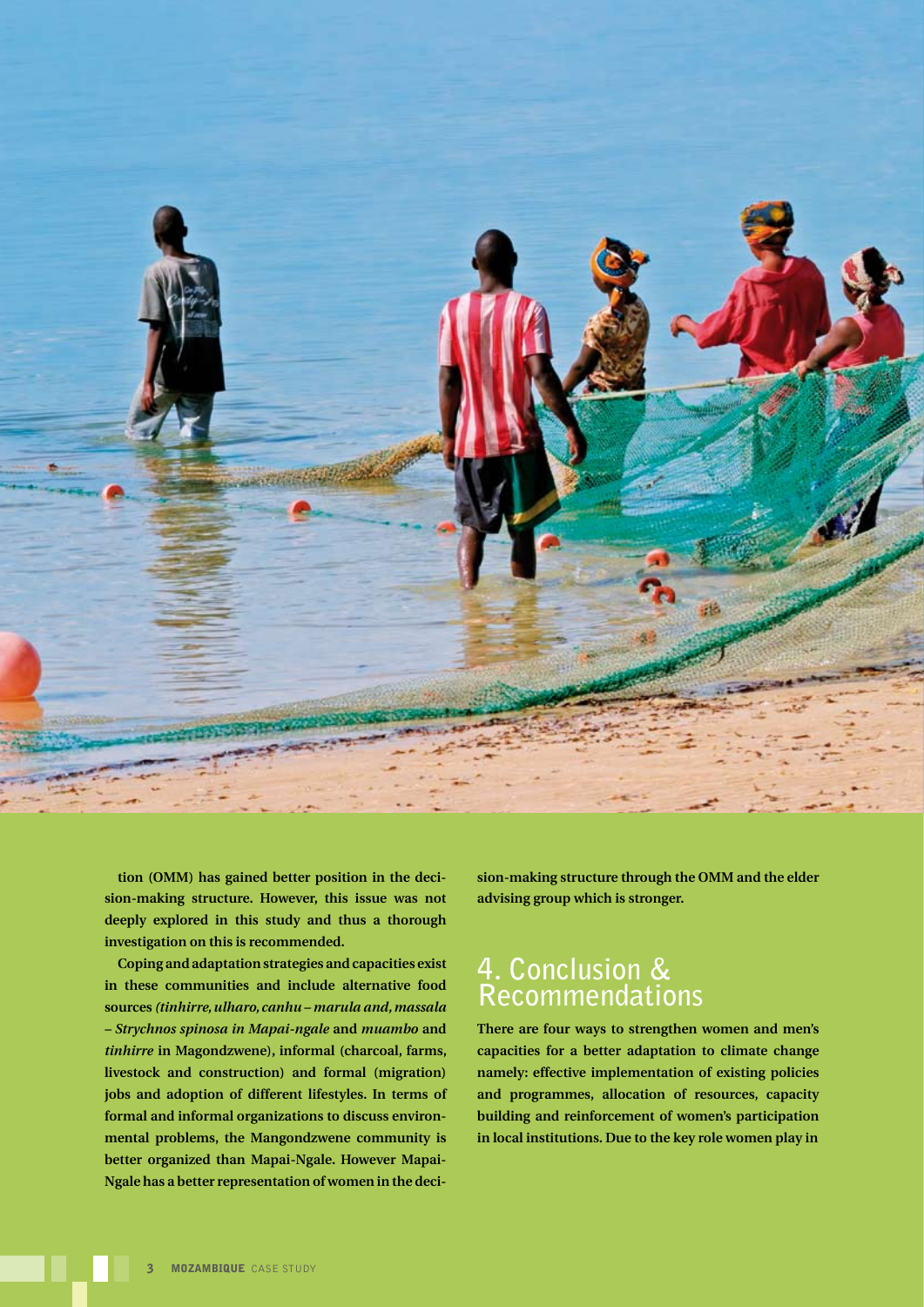tion (OMM) has gained better position in the decision-making structure. However, this issue was not deeply explored in this study and thus a thorough investigation on this is recommended.

Coping and adaptation strategies and capacities exist in these communities and include alternative food sources *(tinhirre, ulharo, canhu – marula and, massala – Strychnos spinosa in Mapai-ngale* and *muambo* and *tinhirre* in Magondzwene), informal (charcoal, farms, livestock and construction) and formal (migration) jobs and adoption of different lifestyles. In terms of formal and informal organizations to discuss environmental problems, the Mangondzwene community is better organized than Mapai-Ngale. However Mapai-Ngale has a better representation of women in the decision-making structure through the OMM and the elder advising group which is stronger.

## 4. Conclusion & Recommendations

There are four ways to strengthen women and men's capacities for a better adaptation to climate change namely: effective implementation of existing policies and programmes, allocation of resources, capacity building and reinforcement of women's participation in local institutions. Due to the key role women play in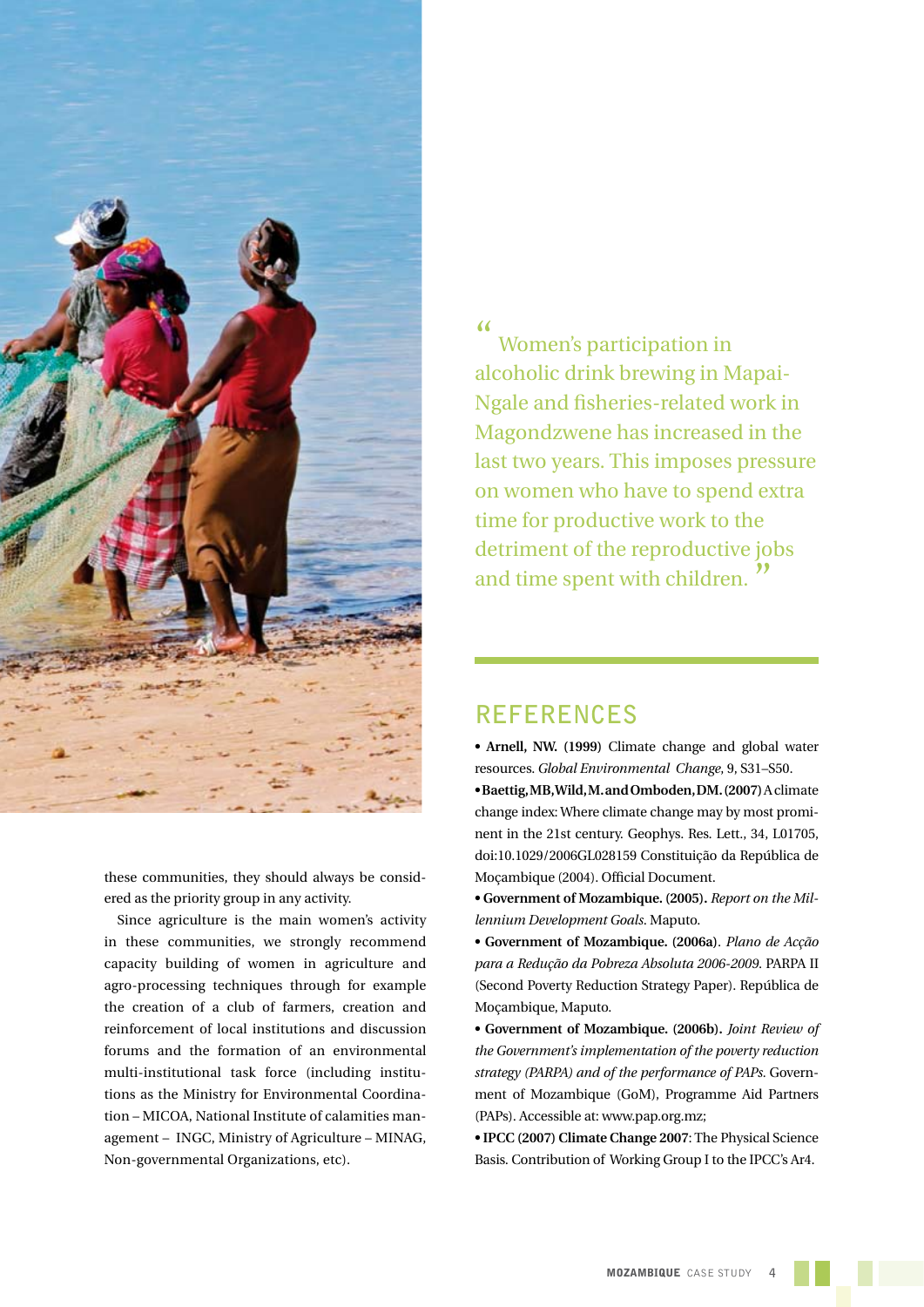these communities, they should always be considered as the priority group in any activity.

Since agriculture is the main women's activity in these communities, we strongly recommend capacity building of women in agriculture and agro-processing techniques through for example the creation of a club of farmers, creation and reinforcement of local institutions and discussion forums and the formation of an environmental multi-institutional task force (including institutions as the Ministry for Environmental Coordination – MICOA, National Institute of calamities management – INGC, Ministry of Agriculture – MINAG, Non-governmental Organizations, etc).

> "Women's participation in alcoholic drink brewing in Mapai-Ngale and fisheries-related work in Magondzwene has increased in the last two years. This imposes pressure on women who have to spend extra time for productive work to the detriment of the reproductive jobs and time spent with children."

## REFERENCES

- **Arnell, NW. (1999)** Climate change and global water resources. *Global Environmental Change*, 9, S31–S50.
- **Baettig, MB, Wild, M. and Omboden, DM. (2007)** A climate change index: Where climate change may by most prominent in the 21st century. Geophys. Res. Lett., 34, L01705, doi:10.1029/2006GL028159 Constituição da República de Moçambique (2004). Official Document.
- **Government of Mozambique. (2005).** *Report on the Millennium Development Goals*. Maputo.
- **Government of Mozambique. (2006a)**. *Plano de Acção para a Redução da Pobreza Absoluta 2006-2009*. PARPA II (Second Poverty Reduction Strategy Paper). República de Moçambique, Maputo.
- **Government of Mozambique. (2006b).** *Joint Review of the Government's implementation of the poverty reduction strategy (PARPA) and of the performance of PAPs*. Government of Mozambique (GoM), Programme Aid Partners (PAPs). Accessible at: www.pap.org.mz;
- **IPCC (2007) Climate Change 2007**: The Physical Science Basis. Contribution of Working Group I to the IPCC's Ar4.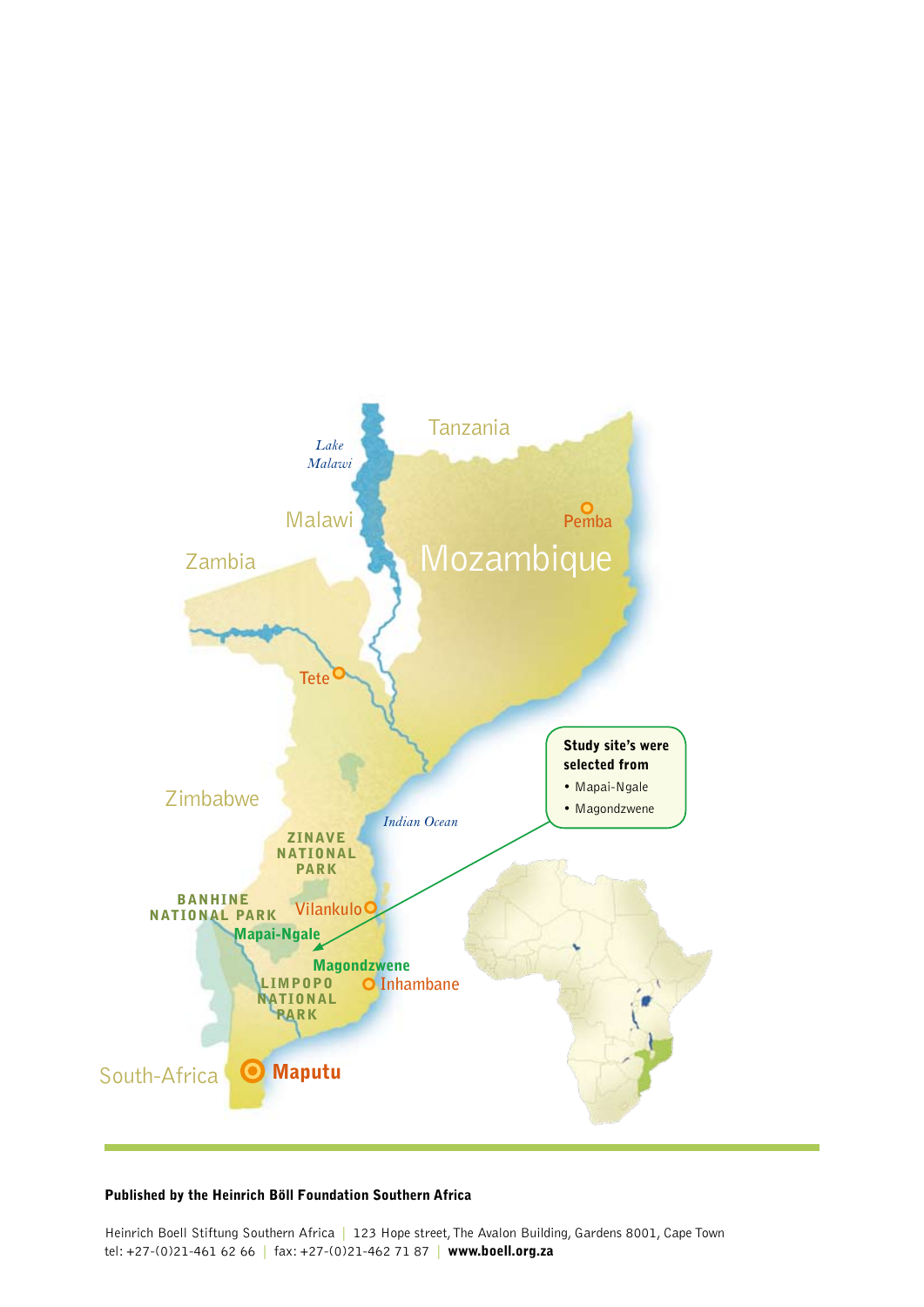Tanzania

Lake Malawi

Malawi

Pemba

Mozambique

Zambia

Tete

Study site's were selected from

- Mapai-Ngale
- Magondzwene

Zimbabwe

Indian Ocean

ZINAVE NATIONAL PARK

BANHINE NATIONAL PARK

Vilankulo

Mapai-Ngale

Magondzwene

LIMPOPO NATIONAL PARK

Inhambane

South-Africa

Maputu

**Published by the Heinrich Böll Foundation Southern Africa**

Heinrich Boell Stiftung Southern Africa | 123 Hope street, The Avalon Building, Gardens 8001, Cape Town
tel: +27-(0)21-461 62 66 | fax: +27-(0)21-462 71 87 | **www.boell.org.za**